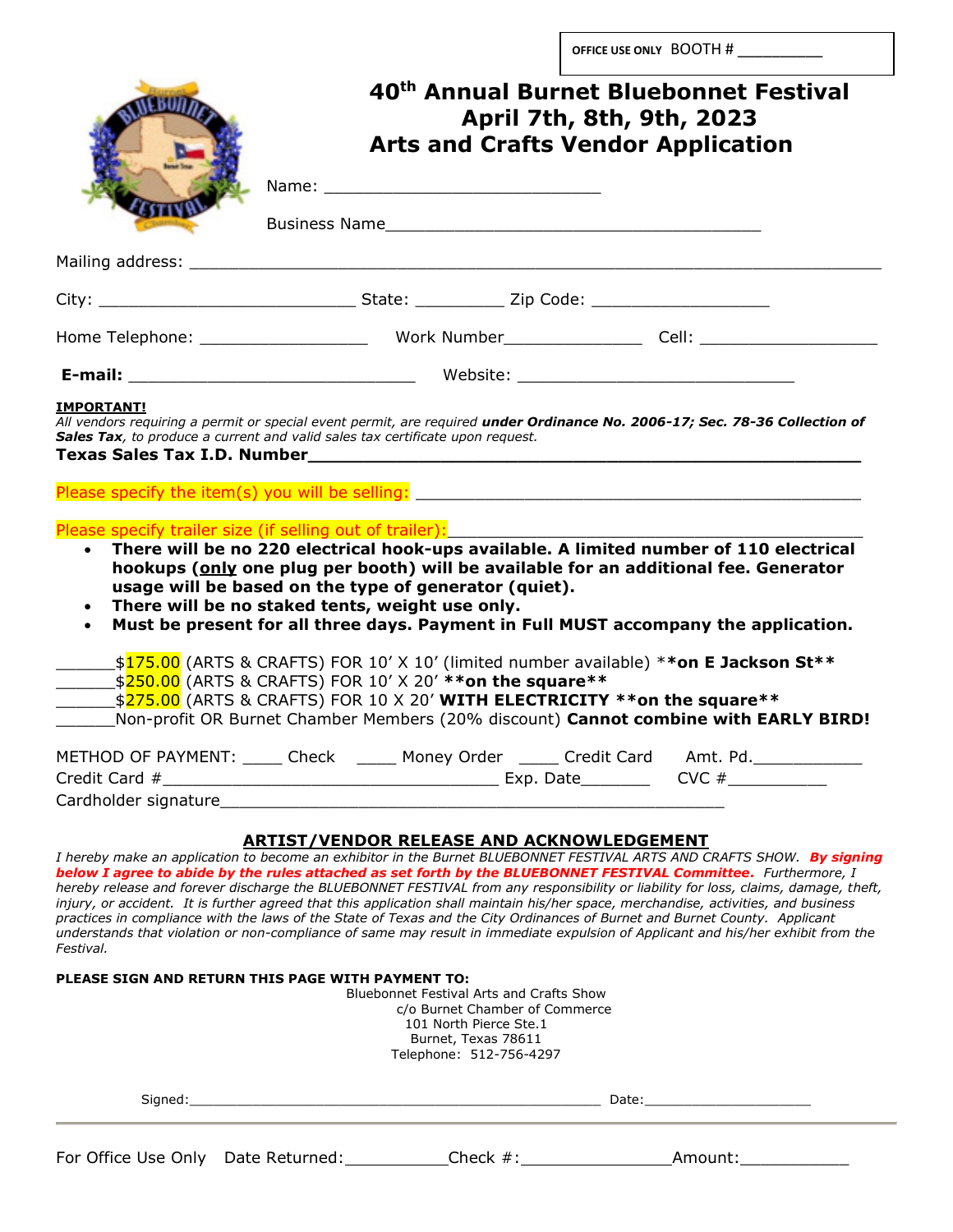OFFICE USE ONLY BOOTH # __________

# 40th Annual Burnet Bluebonnet Festival
# April 7th, 8th, 9th, 2023
# Arts and Crafts Vendor Application

Name: ___________________________

Business Name_____________________________________

Mailing address: ____________________________________________________________________

City: _________________________ State: _________ Zip Code: _________________

Home Telephone: ________________ Work Number______________ Cell: _________________

**E-mail:** ____________________________ Website: ___________________________

**IMPORTANT!**

*All vendors requiring a permit or special event permit, are required* ***under Ordinance No. 2006-17; Sec. 78-36 Collection of Sales Tax****, to produce a current and valid sales tax certificate upon request.*

**Texas Sales Tax I.D. Number____________________________________________________**

Please specify the item(s) you will be selling: ______________________________________

Please specify trailer size (if selling out of trailer):___________________________________

- **There will be no 220 electrical hook-ups available. A limited number of 110 electrical hookups (only one plug per booth) will be available for an additional fee. Generator usage will be based on the type of generator (quiet).**
- **There will be no staked tents, weight use only.**
- **Must be present for all three days. Payment in Full MUST accompany the application.**

______$175.00 (ARTS & CRAFTS) FOR 10' X 10' (limited number available) ****on E Jackson St****

______$250.00 (ARTS & CRAFTS) FOR 10' X 20' ****on the square****

______$275.00 (ARTS & CRAFTS) FOR 10 X 20' **WITH ELECTRICITY **on the square****

______Non-profit OR Burnet Chamber Members (20% discount) **Cannot combine with EARLY BIRD!**

METHOD OF PAYMENT: ____ Check ____ Money Order ____ Credit Card Amt. Pd.__________

Credit Card #________________________________ Exp. Date_______ CVC #__________

Cardholder signature_____________________________________________

## ARTIST/VENDOR RELEASE AND ACKNOWLEDGEMENT

*I hereby make an application to become an exhibitor in the Burnet BLUEBONNET FESTIVAL ARTS AND CRAFTS SHOW.* ***By signing below I agree to abide by the rules attached as set forth by the BLUEBONNET FESTIVAL Committee.*** *Furthermore, I hereby release and forever discharge the BLUEBONNET FESTIVAL from any responsibility or liability for loss, claims, damage, theft, injury, or accident. It is further agreed that this application shall maintain his/her space, merchandise, activities, and business practices in compliance with the laws of the State of Texas and the City Ordinances of Burnet and Burnet County. Applicant understands that violation or non-compliance of same may result in immediate expulsion of Applicant and his/her exhibit from the Festival.*

**PLEASE SIGN AND RETURN THIS PAGE WITH PAYMENT TO:**

Bluebonnet Festival Arts and Crafts Show
c/o Burnet Chamber of Commerce
101 North Pierce Ste.1
Burnet, Texas 78611
Telephone: 512-756-4297

Signed:___________________________________________ Date:__________________

For Office Use Only Date Returned:__________Check #:______________Amount:__________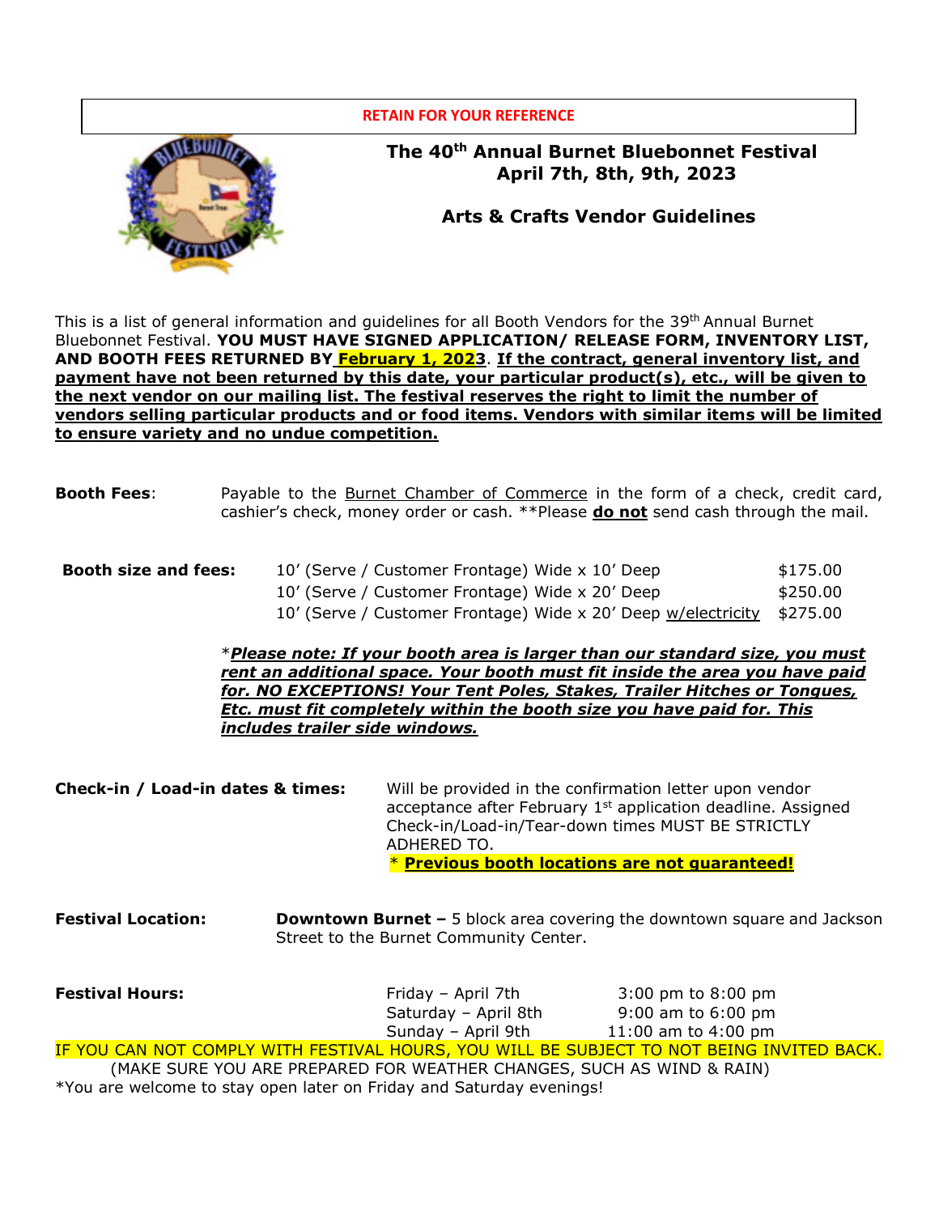**RETAIN FOR YOUR REFERENCE**

# The 40th Annual Burnet Bluebonnet Festival
## April 7th, 8th, 9th, 2023

## Arts & Crafts Vendor Guidelines

This is a list of general information and guidelines for all Booth Vendors for the 39th Annual Burnet Bluebonnet Festival. **YOU MUST HAVE SIGNED APPLICATION/ RELEASE FORM, INVENTORY LIST, AND BOOTH FEES RETURNED BY February 1, 2023**. **If the contract, general inventory list, and payment have not been returned by this date, your particular product(s), etc., will be given to the next vendor on our mailing list. The festival reserves the right to limit the number of vendors selling particular products and or food items. Vendors with similar items will be limited to ensure variety and no undue competition.**

**Booth Fees**: Payable to the Burnet Chamber of Commerce in the form of a check, credit card, cashier's check, money order or cash. **Please **do not** send cash through the mail.

**Booth size and fees:**

| | |
|---|---|
| 10' (Serve / Customer Frontage) Wide x 10' Deep | $175.00 |
| 10' (Serve / Customer Frontage) Wide x 20' Deep | $250.00 |
| 10' (Serve / Customer Frontage) Wide x 20' Deep w/electricity | $275.00 |

****Please note: If your booth area is larger than our standard size, you must rent an additional space. Your booth must fit inside the area you have paid for. NO EXCEPTIONS! Your Tent Poles, Stakes, Trailer Hitches or Tongues, Etc. must fit completely within the booth size you have paid for. This includes trailer side windows.***

**Check-in / Load-in dates & times:** Will be provided in the confirmation letter upon vendor acceptance after February 1st application deadline. Assigned Check-in/Load-in/Tear-down times MUST BE STRICTLY ADHERED TO.
\* **Previous booth locations are not guaranteed!**

**Festival Location:** **Downtown Burnet –** 5 block area covering the downtown square and Jackson Street to the Burnet Community Center.

**Festival Hours:**

| | |
|---|---|
| Friday – April 7th | 3:00 pm to 8:00 pm |
| Saturday – April 8th | 9:00 am to 6:00 pm |
| Sunday – April 9th | 11:00 am to 4:00 pm |

IF YOU CAN NOT COMPLY WITH FESTIVAL HOURS, YOU WILL BE SUBJECT TO NOT BEING INVITED BACK.
(MAKE SURE YOU ARE PREPARED FOR WEATHER CHANGES, SUCH AS WIND & RAIN)
*You are welcome to stay open later on Friday and Saturday evenings!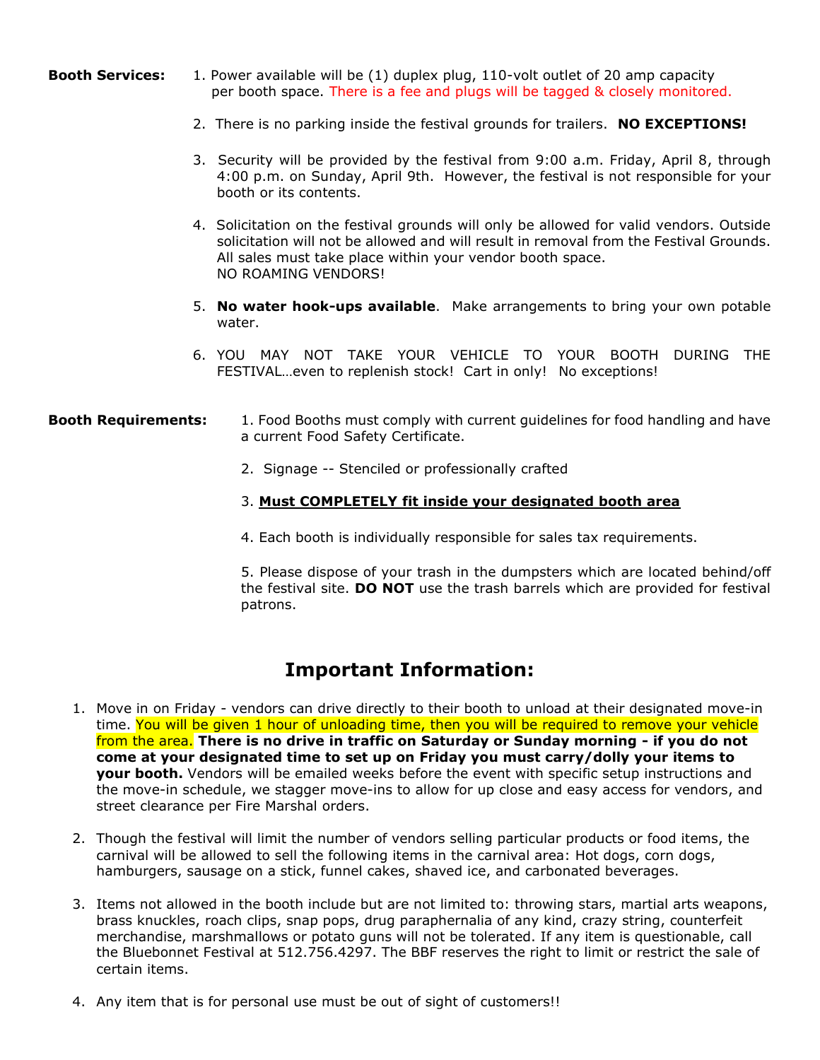**Booth Services:**

1. Power available will be (1) duplex plug, 110-volt outlet of 20 amp capacity per booth space. There is a fee and plugs will be tagged & closely monitored.
2. There is no parking inside the festival grounds for trailers. **NO EXCEPTIONS!**
3. Security will be provided by the festival from 9:00 a.m. Friday, April 8, through 4:00 p.m. on Sunday, April 9th. However, the festival is not responsible for your booth or its contents.
4. Solicitation on the festival grounds will only be allowed for valid vendors. Outside solicitation will not be allowed and will result in removal from the Festival Grounds. All sales must take place within your vendor booth space. NO ROAMING VENDORS!
5. **No water hook-ups available**. Make arrangements to bring your own potable water.
6. YOU MAY NOT TAKE YOUR VEHICLE TO YOUR BOOTH DURING THE FESTIVAL…even to replenish stock! Cart in only! No exceptions!

**Booth Requirements:**

1. Food Booths must comply with current guidelines for food handling and have a current Food Safety Certificate.
2. Signage -- Stenciled or professionally crafted
3. **Must COMPLETELY fit inside your designated booth area**
4. Each booth is individually responsible for sales tax requirements.
5. Please dispose of your trash in the dumpsters which are located behind/off the festival site. **DO NOT** use the trash barrels which are provided for festival patrons.

## Important Information:

1. Move in on Friday - vendors can drive directly to their booth to unload at their designated move-in time. You will be given 1 hour of unloading time, then you will be required to remove your vehicle from the area. **There is no drive in traffic on Saturday or Sunday morning - if you do not come at your designated time to set up on Friday you must carry/dolly your items to your booth.** Vendors will be emailed weeks before the event with specific setup instructions and the move-in schedule, we stagger move-ins to allow for up close and easy access for vendors, and street clearance per Fire Marshal orders.
2. Though the festival will limit the number of vendors selling particular products or food items, the carnival will be allowed to sell the following items in the carnival area: Hot dogs, corn dogs, hamburgers, sausage on a stick, funnel cakes, shaved ice, and carbonated beverages.
3. Items not allowed in the booth include but are not limited to: throwing stars, martial arts weapons, brass knuckles, roach clips, snap pops, drug paraphernalia of any kind, crazy string, counterfeit merchandise, marshmallows or potato guns will not be tolerated. If any item is questionable, call the Bluebonnet Festival at 512.756.4297. The BBF reserves the right to limit or restrict the sale of certain items.
4. Any item that is for personal use must be out of sight of customers!!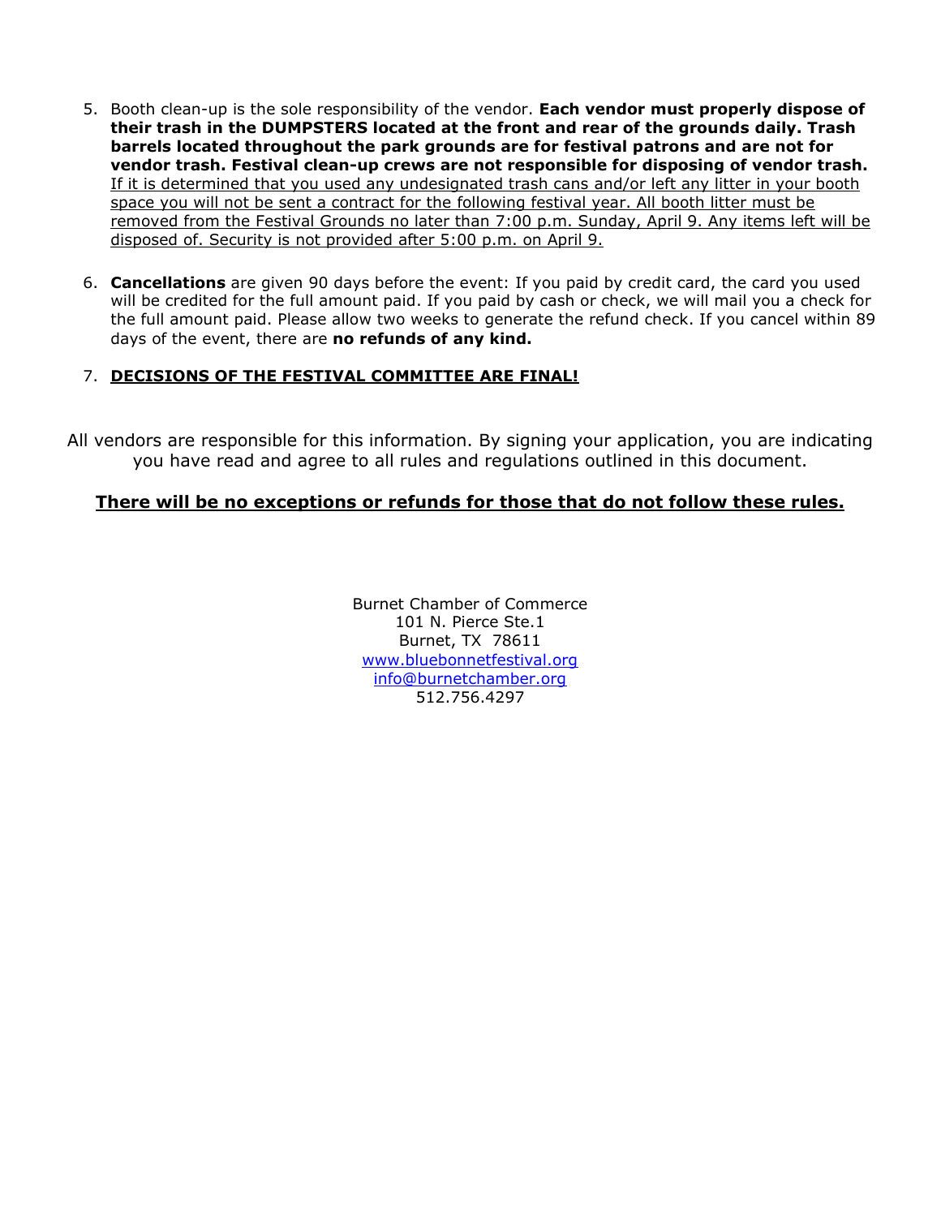5. Booth clean-up is the sole responsibility of the vendor. **Each vendor must properly dispose of their trash in the DUMPSTERS located at the front and rear of the grounds daily. Trash barrels located throughout the park grounds are for festival patrons and are not for vendor trash. Festival clean-up crews are not responsible for disposing of vendor trash.** <u>If it is determined that you used any undesignated trash cans and/or left any litter in your booth space you will not be sent a contract for the following festival year. All booth litter must be removed from the Festival Grounds no later than 7:00 p.m. Sunday, April 9. Any items left will be disposed of. Security is not provided after 5:00 p.m. on April 9.</u>

6. **Cancellations** are given 90 days before the event: If you paid by credit card, the card you used will be credited for the full amount paid. If you paid by cash or check, we will mail you a check for the full amount paid. Please allow two weeks to generate the refund check. If you cancel within 89 days of the event, there are **no refunds of any kind.**

7. **<u>DECISIONS OF THE FESTIVAL COMMITTEE ARE FINAL!</u>**

All vendors are responsible for this information. By signing your application, you are indicating you have read and agree to all rules and regulations outlined in this document.

**<u>There will be no exceptions or refunds for those that do not follow these rules.</u>**

Burnet Chamber of Commerce
101 N. Pierce Ste.1
Burnet, TX 78611
www.bluebonnetfestival.org
info@burnetchamber.org
512.756.4297